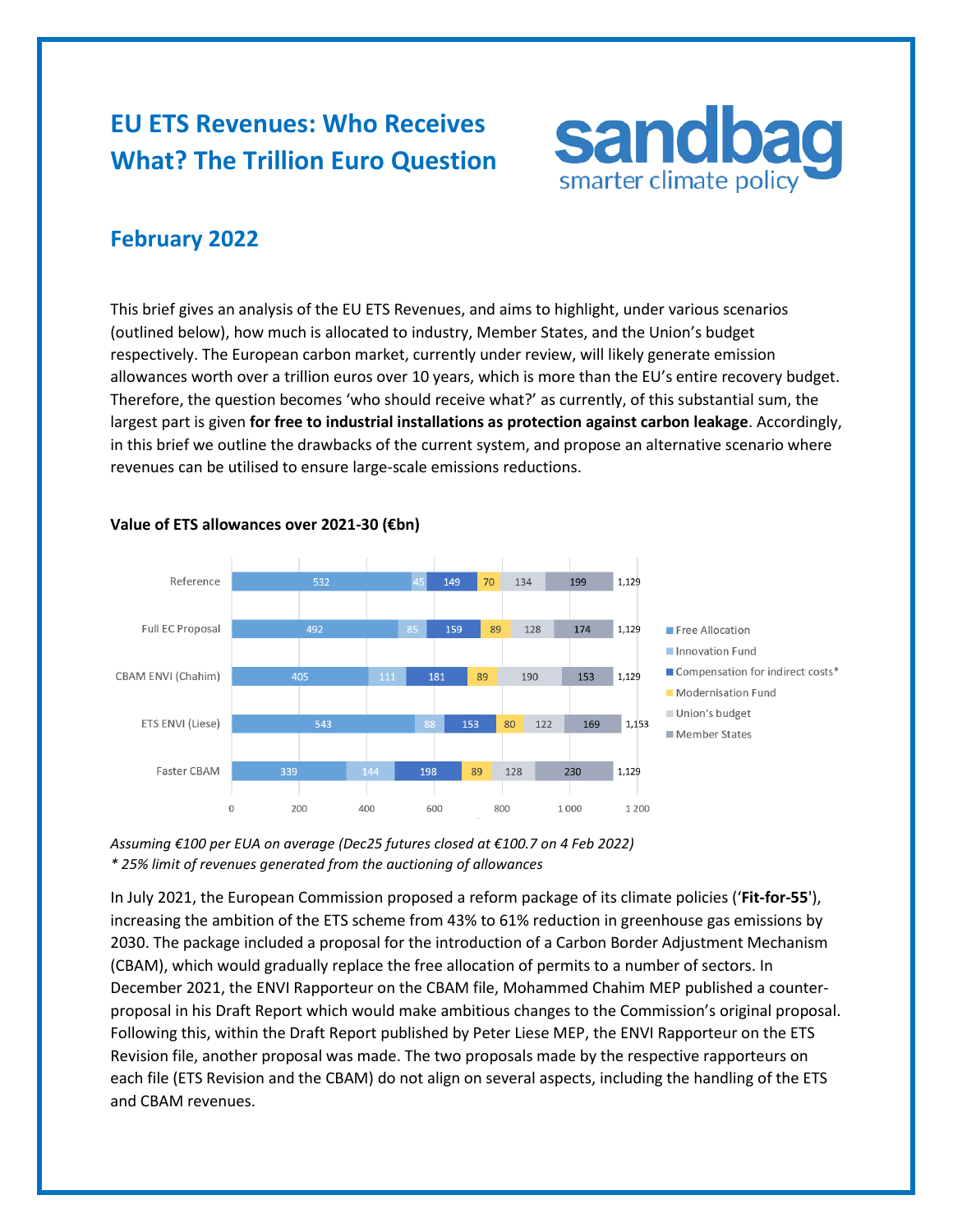# EU ETS Revenues: Who Receives What? The Trillion Euro Question

sandbag
smarter climate policy

## February 2022

This brief gives an analysis of the EU ETS Revenues, and aims to highlight, under various scenarios (outlined below), how much is allocated to industry, Member States, and the Union's budget respectively. The European carbon market, currently under review, will likely generate emission allowances worth over a trillion euros over 10 years, which is more than the EU's entire recovery budget. Therefore, the question becomes 'who should receive what?' as currently, of this substantial sum, the largest part is given **for free to industrial installations as protection against carbon leakage**. Accordingly, in this brief we outline the drawbacks of the current system, and propose an alternative scenario where revenues can be utilised to ensure large-scale emissions reductions.

**Value of ETS allowances over 2021-30 (€bn)**

| Scenario | Free Allocation | Innovation Fund | Compensation for indirect costs* | Modernisation Fund | Union's budget | Member States | Total |
|---|---|---|---|---|---|---|---|
| Reference | 532 | 45 | 149 | 70 | 134 | 199 | 1,129 |
| Full EC Proposal | 492 | 85 | 159 | 89 | 128 | 174 | 1,129 |
| CBAM ENVI (Chahim) | 405 | 111 | 181 | 89 | 190 | 153 | 1,129 |
| ETS ENVI (Liese) | 543 | 88 | 153 | 80 | 122 | 169 | 1,153 |
| Faster CBAM | 339 | 144 | 198 | 89 | 128 | 230 | 1,129 |

*Assuming €100 per EUA on average (Dec25 futures closed at €100.7 on 4 Feb 2022)*
*\* 25% limit of revenues generated from the auctioning of allowances*

In July 2021, the European Commission proposed a reform package of its climate policies ('**Fit-for-55**'), increasing the ambition of the ETS scheme from 43% to 61% reduction in greenhouse gas emissions by 2030. The package included a proposal for the introduction of a Carbon Border Adjustment Mechanism (CBAM), which would gradually replace the free allocation of permits to a number of sectors. In December 2021, the ENVI Rapporteur on the CBAM file, Mohammed Chahim MEP published a counter-proposal in his Draft Report which would make ambitious changes to the Commission's original proposal. Following this, within the Draft Report published by Peter Liese MEP, the ENVI Rapporteur on the ETS Revision file, another proposal was made. The two proposals made by the respective rapporteurs on each file (ETS Revision and the CBAM) do not align on several aspects, including the handling of the ETS and CBAM revenues.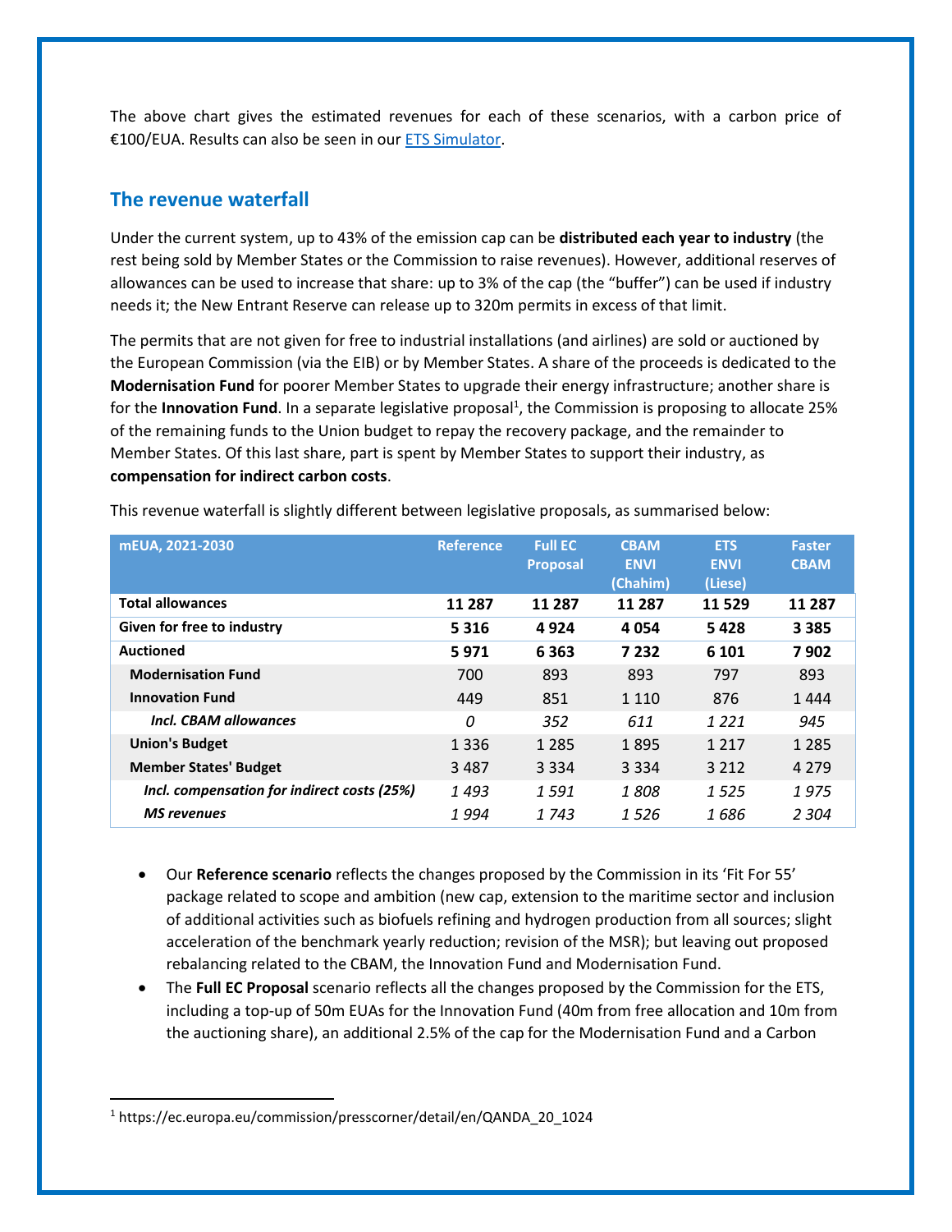The above chart gives the estimated revenues for each of these scenarios, with a carbon price of €100/EUA. Results can also be seen in our ETS Simulator.

## The revenue waterfall

Under the current system, up to 43% of the emission cap can be **distributed each year to industry** (the rest being sold by Member States or the Commission to raise revenues). However, additional reserves of allowances can be used to increase that share: up to 3% of the cap (the "buffer") can be used if industry needs it; the New Entrant Reserve can release up to 320m permits in excess of that limit.

The permits that are not given for free to industrial installations (and airlines) are sold or auctioned by the European Commission (via the EIB) or by Member States. A share of the proceeds is dedicated to the **Modernisation Fund** for poorer Member States to upgrade their energy infrastructure; another share is for the **Innovation Fund**. In a separate legislative proposal[1], the Commission is proposing to allocate 25% of the remaining funds to the Union budget to repay the recovery package, and the remainder to Member States. Of this last share, part is spent by Member States to support their industry, as **compensation for indirect carbon costs**.

This revenue waterfall is slightly different between legislative proposals, as summarised below:

| mEUA, 2021-2030 | Reference | Full EC Proposal | CBAM ENVI (Chahim) | ETS ENVI (Liese) | Faster CBAM |
|---|---|---|---|---|---|
| **Total allowances** | **11 287** | **11 287** | **11 287** | **11 529** | **11 287** |
| **Given for free to industry** | **5 316** | **4 924** | **4 054** | **5 428** | **3 385** |
| **Auctioned** | **5 971** | **6 363** | **7 232** | **6 101** | **7 902** |
| **Modernisation Fund** | 700 | 893 | 893 | 797 | 893 |
| **Innovation Fund** | 449 | 851 | 1 110 | 876 | 1 444 |
| ***Incl. CBAM allowances*** | *0* | *352* | *611* | *1 221* | *945* |
| **Union's Budget** | 1 336 | 1 285 | 1 895 | 1 217 | 1 285 |
| **Member States' Budget** | 3 487 | 3 334 | 3 334 | 3 212 | 4 279 |
| ***Incl. compensation for indirect costs (25%)*** | *1 493* | *1 591* | *1 808* | *1 525* | *1 975* |
| ***MS revenues*** | *1 994* | *1 743* | *1 526* | *1 686* | *2 304* |

- Our **Reference scenario** reflects the changes proposed by the Commission in its 'Fit For 55' package related to scope and ambition (new cap, extension to the maritime sector and inclusion of additional activities such as biofuels refining and hydrogen production from all sources; slight acceleration of the benchmark yearly reduction; revision of the MSR); but leaving out proposed rebalancing related to the CBAM, the Innovation Fund and Modernisation Fund.
- The **Full EC Proposal** scenario reflects all the changes proposed by the Commission for the ETS, including a top-up of 50m EUAs for the Innovation Fund (40m from free allocation and 10m from the auctioning share), an additional 2.5% of the cap for the Modernisation Fund and a Carbon

[1] https://ec.europa.eu/commission/presscorner/detail/en/QANDA_20_1024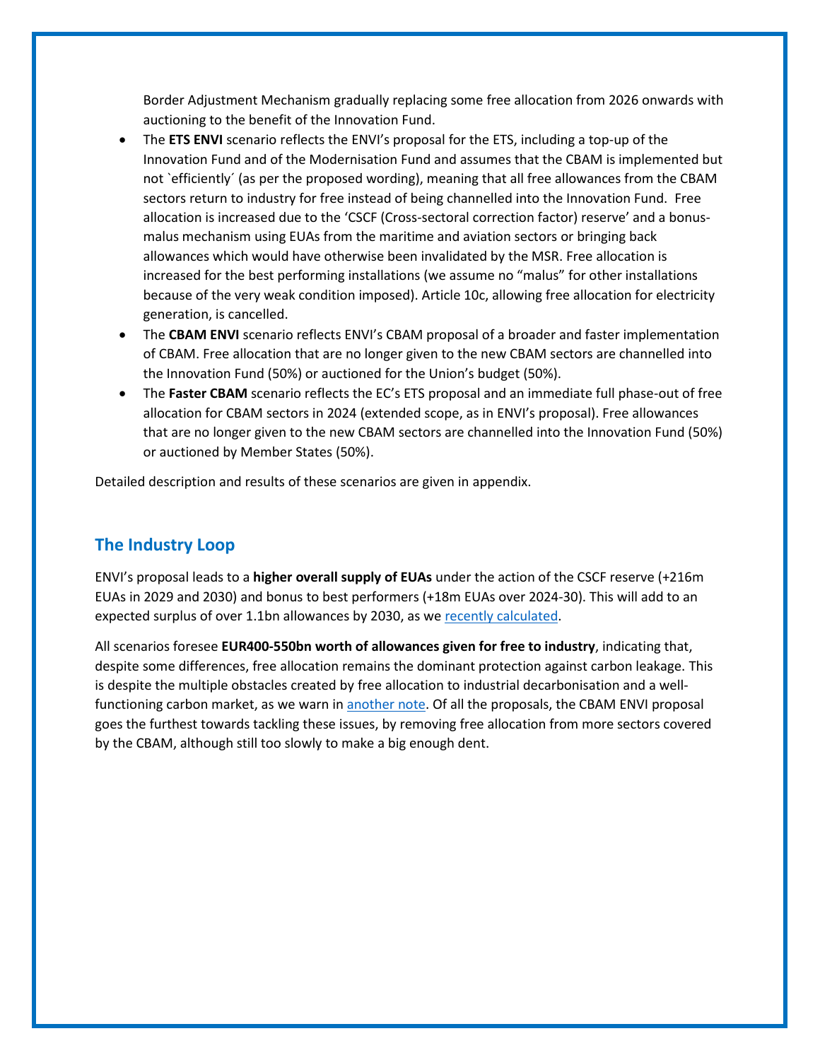Border Adjustment Mechanism gradually replacing some free allocation from 2026 onwards with auctioning to the benefit of the Innovation Fund.

- The **ETS ENVI** scenario reflects the ENVI's proposal for the ETS, including a top-up of the Innovation Fund and of the Modernisation Fund and assumes that the CBAM is implemented but not `efficiently´ (as per the proposed wording), meaning that all free allowances from the CBAM sectors return to industry for free instead of being channelled into the Innovation Fund. Free allocation is increased due to the 'CSCF (Cross-sectoral correction factor) reserve' and a bonus-malus mechanism using EUAs from the maritime and aviation sectors or bringing back allowances which would have otherwise been invalidated by the MSR. Free allocation is increased for the best performing installations (we assume no "malus" for other installations because of the very weak condition imposed). Article 10c, allowing free allocation for electricity generation, is cancelled.
- The **CBAM ENVI** scenario reflects ENVI's CBAM proposal of a broader and faster implementation of CBAM. Free allocation that are no longer given to the new CBAM sectors are channelled into the Innovation Fund (50%) or auctioned for the Union's budget (50%).
- The **Faster CBAM** scenario reflects the EC's ETS proposal and an immediate full phase-out of free allocation for CBAM sectors in 2024 (extended scope, as in ENVI's proposal). Free allowances that are no longer given to the new CBAM sectors are channelled into the Innovation Fund (50%) or auctioned by Member States (50%).

Detailed description and results of these scenarios are given in appendix.

## The Industry Loop

ENVI's proposal leads to a **higher overall supply of EUAs** under the action of the CSCF reserve (+216m EUAs in 2029 and 2030) and bonus to best performers (+18m EUAs over 2024-30). This will add to an expected surplus of over 1.1bn allowances by 2030, as we recently calculated.

All scenarios foresee **EUR400-550bn worth of allowances given for free to industry**, indicating that, despite some differences, free allocation remains the dominant protection against carbon leakage. This is despite the multiple obstacles created by free allocation to industrial decarbonisation and a well-functioning carbon market, as we warn in another note. Of all the proposals, the CBAM ENVI proposal goes the furthest towards tackling these issues, by removing free allocation from more sectors covered by the CBAM, although still too slowly to make a big enough dent.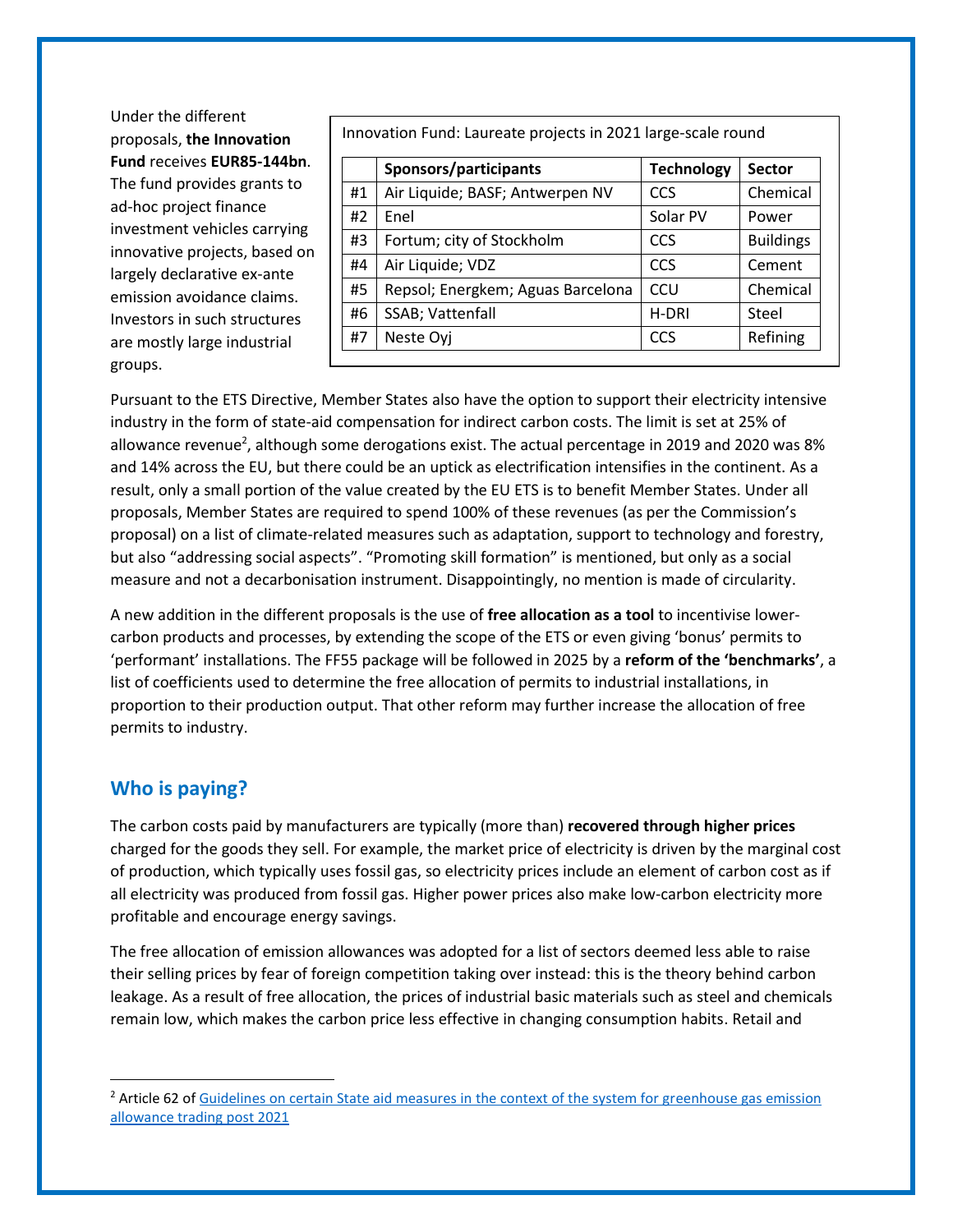Under the different proposals, **the Innovation Fund** receives **EUR85-144bn**. The fund provides grants to ad-hoc project finance investment vehicles carrying innovative projects, based on largely declarative ex-ante emission avoidance claims. Investors in such structures are mostly large industrial groups.

Innovation Fund: Laureate projects in 2021 large-scale round

| | Sponsors/participants | Technology | Sector |
|---|---|---|---|
| #1 | Air Liquide; BASF; Antwerpen NV | CCS | Chemical |
| #2 | Enel | Solar PV | Power |
| #3 | Fortum; city of Stockholm | CCS | Buildings |
| #4 | Air Liquide; VDZ | CCS | Cement |
| #5 | Repsol; Energkem; Aguas Barcelona | CCU | Chemical |
| #6 | SSAB; Vattenfall | H-DRI | Steel |
| #7 | Neste Oyj | CCS | Refining |

Pursuant to the ETS Directive, Member States also have the option to support their electricity intensive industry in the form of state-aid compensation for indirect carbon costs. The limit is set at 25% of allowance revenue[2], although some derogations exist. The actual percentage in 2019 and 2020 was 8% and 14% across the EU, but there could be an uptick as electrification intensifies in the continent. As a result, only a small portion of the value created by the EU ETS is to benefit Member States. Under all proposals, Member States are required to spend 100% of these revenues (as per the Commission's proposal) on a list of climate-related measures such as adaptation, support to technology and forestry, but also "addressing social aspects". "Promoting skill formation" is mentioned, but only as a social measure and not a decarbonisation instrument. Disappointingly, no mention is made of circularity.

A new addition in the different proposals is the use of **free allocation as a tool** to incentivise lower-carbon products and processes, by extending the scope of the ETS or even giving 'bonus' permits to 'performant' installations. The FF55 package will be followed in 2025 by a **reform of the 'benchmarks'**, a list of coefficients used to determine the free allocation of permits to industrial installations, in proportion to their production output. That other reform may further increase the allocation of free permits to industry.

## Who is paying?

The carbon costs paid by manufacturers are typically (more than) **recovered through higher prices** charged for the goods they sell. For example, the market price of electricity is driven by the marginal cost of production, which typically uses fossil gas, so electricity prices include an element of carbon cost as if all electricity was produced from fossil gas. Higher power prices also make low-carbon electricity more profitable and encourage energy savings.

The free allocation of emission allowances was adopted for a list of sectors deemed less able to raise their selling prices by fear of foreign competition taking over instead: this is the theory behind carbon leakage. As a result of free allocation, the prices of industrial basic materials such as steel and chemicals remain low, which makes the carbon price less effective in changing consumption habits. Retail and

[2] Article 62 of Guidelines on certain State aid measures in the context of the system for greenhouse gas emission allowance trading post 2021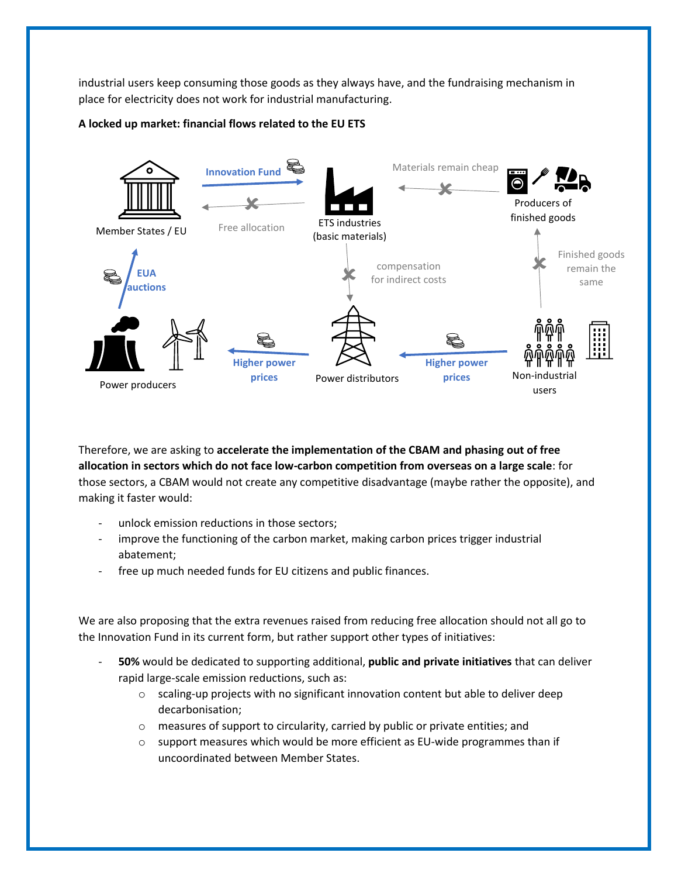industrial users keep consuming those goods as they always have, and the fundraising mechanism in place for electricity does not work for industrial manufacturing.

**A locked up market: financial flows related to the EU ETS**

Member States / EU

Innovation Fund

Free allocation

ETS industries (basic materials)

Materials remain cheap

Producers of finished goods

EUA auctions

compensation for indirect costs

Finished goods remain the same

Power producers

Higher power prices

Power distributors

Higher power prices

Non-industrial users

Therefore, we are asking to **accelerate the implementation of the CBAM and phasing out of free allocation in sectors which do not face low-carbon competition from overseas on a large scale**: for those sectors, a CBAM would not create any competitive disadvantage (maybe rather the opposite), and making it faster would:

- unlock emission reductions in those sectors;
- improve the functioning of the carbon market, making carbon prices trigger industrial abatement;
- free up much needed funds for EU citizens and public finances.

We are also proposing that the extra revenues raised from reducing free allocation should not all go to the Innovation Fund in its current form, but rather support other types of initiatives:

- **50%** would be dedicated to supporting additional, **public and private initiatives** that can deliver rapid large-scale emission reductions, such as:
    - scaling-up projects with no significant innovation content but able to deliver deep decarbonisation;
    - measures of support to circularity, carried by public or private entities; and
    - support measures which would be more efficient as EU-wide programmes than if uncoordinated between Member States.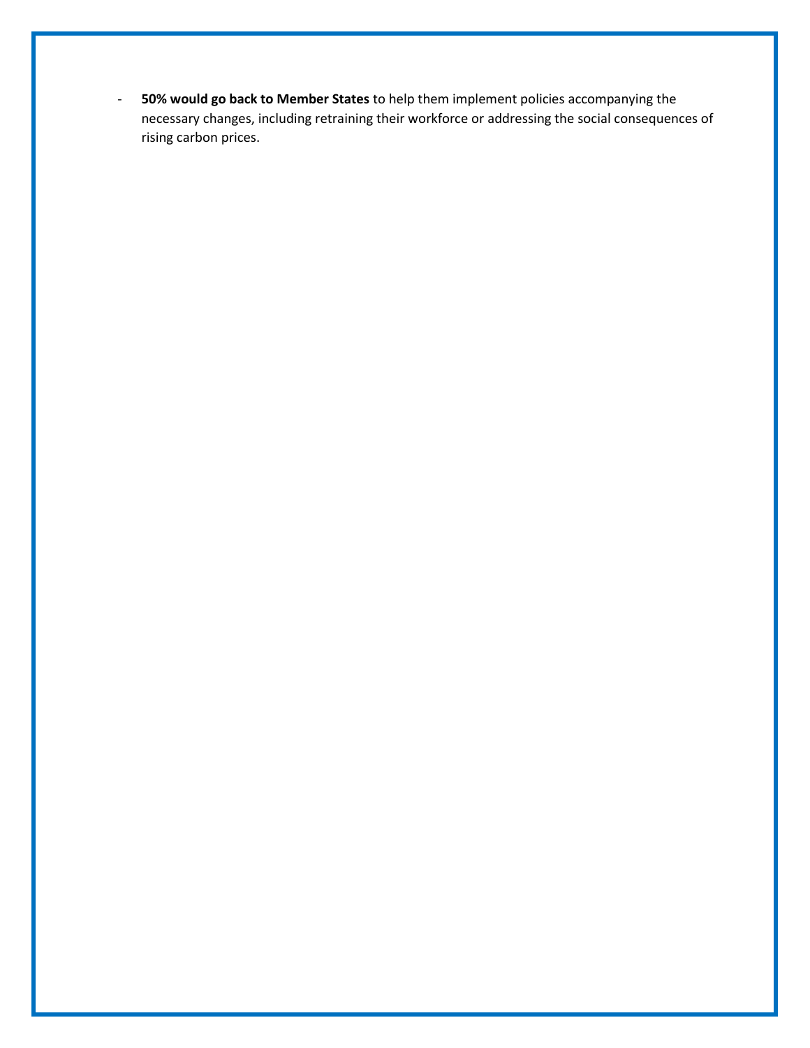- **50% would go back to Member States** to help them implement policies accompanying the necessary changes, including retraining their workforce or addressing the social consequences of rising carbon prices.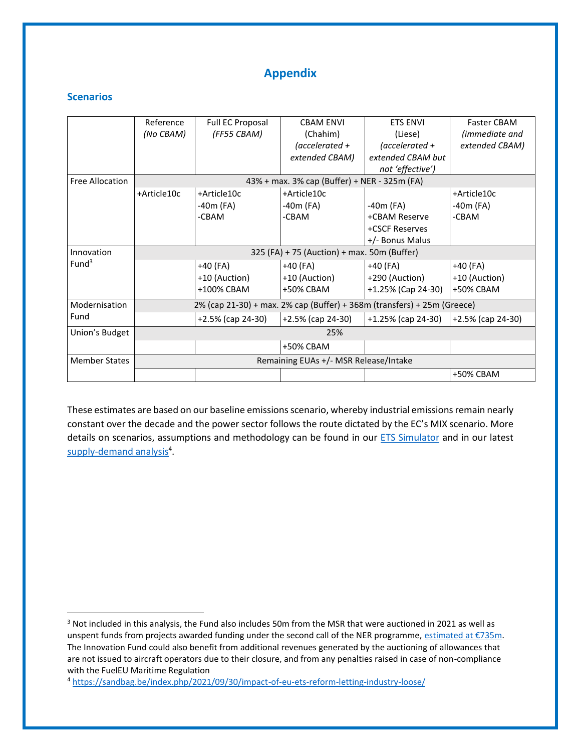# Appendix

## Scenarios

| | Reference *(No CBAM)* | Full EC Proposal *(FF55 CBAM)* | CBAM ENVI (Chahim) *(accelerated + extended CBAM)* | ETS ENVI (Liese) *(accelerated + extended CBAM but not 'effective')* | Faster CBAM *(immediate and extended CBAM)* |
|---|---|---|---|---|---|
| Free Allocation | 43% + max. 3% cap (Buffer) + NER - 325m (FA) | | | | |
| | +Article10c | +Article10c<br>-40m (FA)<br>-CBAM | +Article10c<br>-40m (FA)<br>-CBAM | -40m (FA)<br>+CBAM Reserve<br>+CSCF Reserves<br>+/- Bonus Malus | +Article10c<br>-40m (FA)<br>-CBAM |
| Innovation Fund[3] | 325 (FA) + 75 (Auction) + max. 50m (Buffer) | | | | |
| | | +40 (FA)<br>+10 (Auction)<br>+100% CBAM | +40 (FA)<br>+10 (Auction)<br>+50% CBAM | +40 (FA)<br>+290 (Auction)<br>+1.25% (Cap 24-30) | +40 (FA)<br>+10 (Auction)<br>+50% CBAM |
| Modernisation Fund | 2% (cap 21-30) + max. 2% cap (Buffer) + 368m (transfers) + 25m (Greece) | | | | |
| | | +2.5% (cap 24-30) | +2.5% (cap 24-30) | +1.25% (cap 24-30) | +2.5% (cap 24-30) |
| Union's Budget | 25% | | | | |
| | | | +50% CBAM | | |
| Member States | Remaining EUAs +/- MSR Release/Intake | | | | |
| | | | | | +50% CBAM |

These estimates are based on our baseline emissions scenario, whereby industrial emissions remain nearly constant over the decade and the power sector follows the route dictated by the EC's MIX scenario. More details on scenarios, assumptions and methodology can be found in our ETS Simulator and in our latest supply-demand analysis[4].

---

[3] Not included in this analysis, the Fund also includes 50m from the MSR that were auctioned in 2021 as well as unspent funds from projects awarded funding under the second call of the NER programme, estimated at €735m. The Innovation Fund could also benefit from additional revenues generated by the auctioning of allowances that are not issued to aircraft operators due to their closure, and from any penalties raised in case of non-compliance with the FuelEU Maritime Regulation

[4] https://sandbag.be/index.php/2021/09/30/impact-of-eu-ets-reform-letting-industry-loose/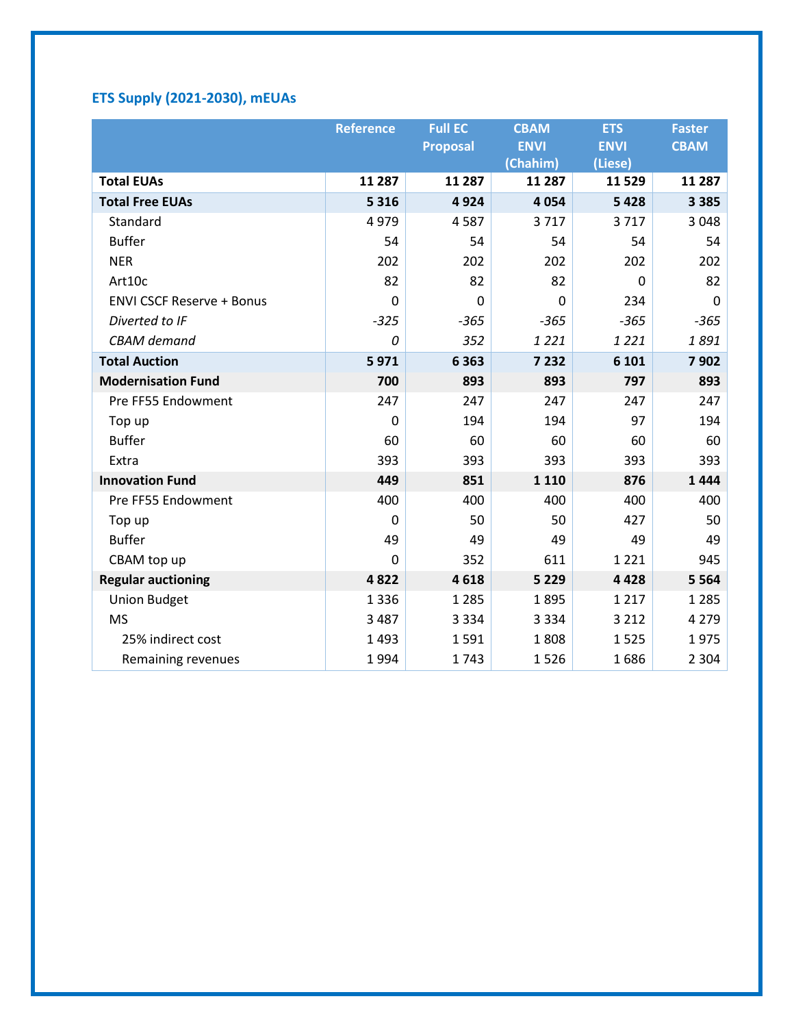### ETS Supply (2021-2030), mEUAs

| | Reference | Full EC Proposal | CBAM ENVI (Chahim) | ETS ENVI (Liese) | Faster CBAM |
|---|---|---|---|---|---|
| **Total EUAs** | **11 287** | **11 287** | **11 287** | **11 529** | **11 287** |
| **Total Free EUAs** | **5 316** | **4 924** | **4 054** | **5 428** | **3 385** |
| Standard | 4 979 | 4 587 | 3 717 | 3 717 | 3 048 |
| Buffer | 54 | 54 | 54 | 54 | 54 |
| NER | 202 | 202 | 202 | 202 | 202 |
| Art10c | 82 | 82 | 82 | 0 | 82 |
| ENVI CSCF Reserve + Bonus | 0 | 0 | 0 | 234 | 0 |
| *Diverted to IF* | *-325* | *-365* | *-365* | *-365* | *-365* |
| *CBAM demand* | *0* | *352* | *1 221* | *1 221* | *1 891* |
| **Total Auction** | **5 971** | **6 363** | **7 232** | **6 101** | **7 902** |
| **Modernisation Fund** | **700** | **893** | **893** | **797** | **893** |
| Pre FF55 Endowment | 247 | 247 | 247 | 247 | 247 |
| Top up | 0 | 194 | 194 | 97 | 194 |
| Buffer | 60 | 60 | 60 | 60 | 60 |
| Extra | 393 | 393 | 393 | 393 | 393 |
| **Innovation Fund** | **449** | **851** | **1 110** | **876** | **1 444** |
| Pre FF55 Endowment | 400 | 400 | 400 | 400 | 400 |
| Top up | 0 | 50 | 50 | 427 | 50 |
| Buffer | 49 | 49 | 49 | 49 | 49 |
| CBAM top up | 0 | 352 | 611 | 1 221 | 945 |
| **Regular auctioning** | **4 822** | **4 618** | **5 229** | **4 428** | **5 564** |
| Union Budget | 1 336 | 1 285 | 1 895 | 1 217 | 1 285 |
| MS | 3 487 | 3 334 | 3 334 | 3 212 | 4 279 |
| 25% indirect cost | 1 493 | 1 591 | 1 808 | 1 525 | 1 975 |
| Remaining revenues | 1 994 | 1 743 | 1 526 | 1 686 | 2 304 |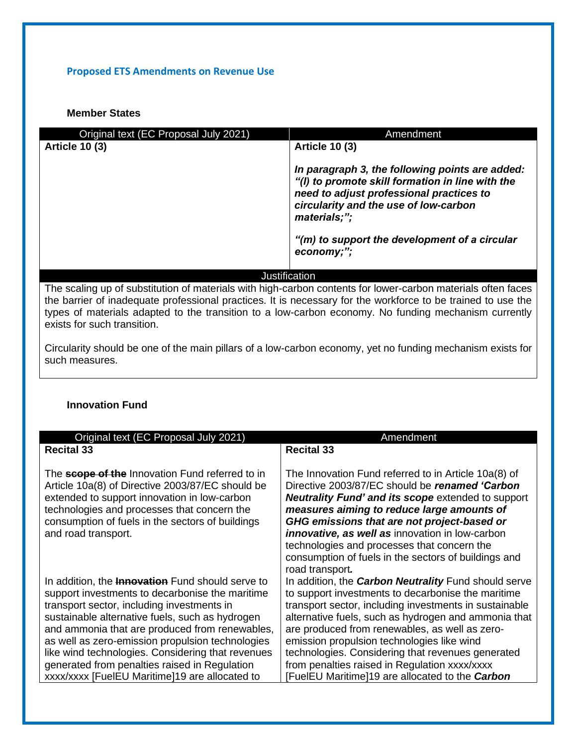## Proposed ETS Amendments on Revenue Use

### Member States

| Original text (EC Proposal July 2021) | Amendment |
|---|---|
| **Article 10 (3)** | **Article 10 (3)**<br><br>***In paragraph 3, the following points are added: "(l) to promote skill formation in line with the need to adjust professional practices to circularity and the use of low-carbon materials;";***<br><br>***"(m) to support the development of a circular economy;";*** |
| Justification | |
| The scaling up of substitution of materials with high-carbon contents for lower-carbon materials often faces the barrier of inadequate professional practices. It is necessary for the workforce to be trained to use the types of materials adapted to the transition to a low-carbon economy. No funding mechanism currently exists for such transition.<br><br>Circularity should be one of the main pillars of a low-carbon economy, yet no funding mechanism exists for such measures. | |

### Innovation Fund

| Original text (EC Proposal July 2021) | Amendment |
|---|---|
| **Recital 33**<br><br>The ~~**scope of the**~~ Innovation Fund referred to in Article 10a(8) of Directive 2003/87/EC should be extended to support innovation in low-carbon technologies and processes that concern the consumption of fuels in the sectors of buildings and road transport. | **Recital 33**<br><br>The Innovation Fund referred to in Article 10a(8) of Directive 2003/87/EC should be ***renamed 'Carbon Neutrality Fund' and its scope*** extended to support ***measures aiming to reduce large amounts of GHG emissions that are not project-based or innovative, as well as*** innovation in low-carbon technologies and processes that concern the consumption of fuels in the sectors of buildings and road transport***.*** |
| In addition, the ~~**Innovation**~~ Fund should serve to support investments to decarbonise the maritime transport sector, including investments in sustainable alternative fuels, such as hydrogen and ammonia that are produced from renewables, as well as zero-emission propulsion technologies like wind technologies. Considering that revenues generated from penalties raised in Regulation xxxx/xxxx [FuelEU Maritime]19 are allocated to | In addition, the ***Carbon Neutrality*** Fund should serve to support investments to decarbonise the maritime transport sector, including investments in sustainable alternative fuels, such as hydrogen and ammonia that are produced from renewables, as well as zero-emission propulsion technologies like wind technologies. Considering that revenues generated from penalties raised in Regulation xxxx/xxxx [FuelEU Maritime]19 are allocated to the ***Carbon*** |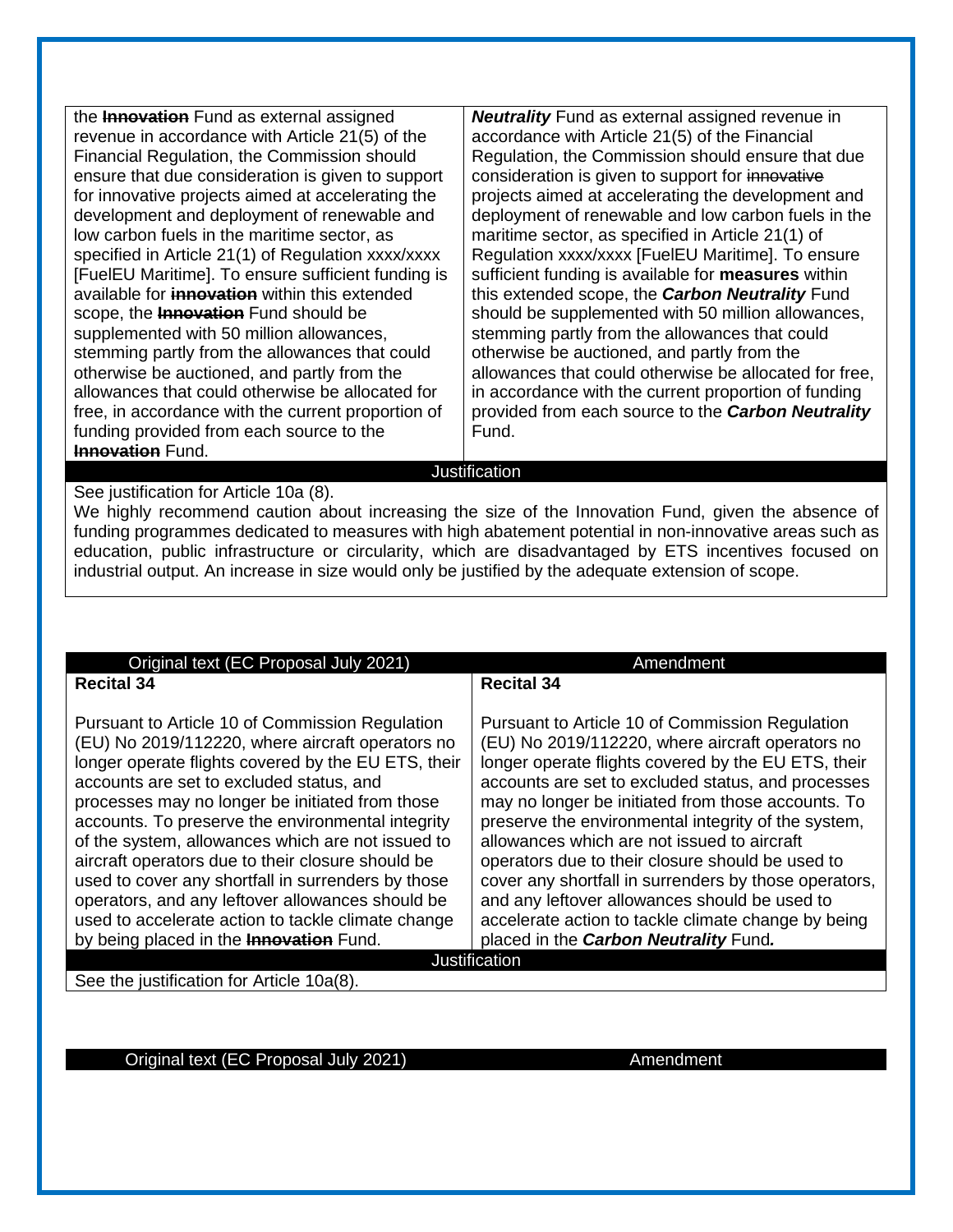| | |
|---|---|
| the ~~**Innovation**~~ Fund as external assigned revenue in accordance with Article 21(5) of the Financial Regulation, the Commission should ensure that due consideration is given to support for innovative projects aimed at accelerating the development and deployment of renewable and low carbon fuels in the maritime sector, as specified in Article 21(1) of Regulation xxxx/xxxx [FuelEU Maritime]. To ensure sufficient funding is available for ~~**innovation**~~ within this extended scope, the ~~**Innovation**~~ Fund should be supplemented with 50 million allowances, stemming partly from the allowances that could otherwise be auctioned, and partly from the allowances that could otherwise be allocated for free, in accordance with the current proportion of funding provided from each source to the ~~**Innovation**~~ Fund. | ***Neutrality*** Fund as external assigned revenue in accordance with Article 21(5) of the Financial Regulation, the Commission should ensure that due consideration is given to support for ~~innovative~~ projects aimed at accelerating the development and deployment of renewable and low carbon fuels in the maritime sector, as specified in Article 21(1) of Regulation xxxx/xxxx [FuelEU Maritime]. To ensure sufficient funding is available for **measures** within this extended scope, the ***Carbon Neutrality*** Fund should be supplemented with 50 million allowances, stemming partly from the allowances that could otherwise be auctioned, and partly from the allowances that could otherwise be allocated for free, in accordance with the current proportion of funding provided from each source to the ***Carbon Neutrality*** Fund. |

**Justification**

See justification for Article 10a (8).

We highly recommend caution about increasing the size of the Innovation Fund, given the absence of funding programmes dedicated to measures with high abatement potential in non-innovative areas such as education, public infrastructure or circularity, which are disadvantaged by ETS incentives focused on industrial output. An increase in size would only be justified by the adequate extension of scope.

| Original text (EC Proposal July 2021) | Amendment |
|---|---|
| **Recital 34**<br><br>Pursuant to Article 10 of Commission Regulation (EU) No 2019/112220, where aircraft operators no longer operate flights covered by the EU ETS, their accounts are set to excluded status, and processes may no longer be initiated from those accounts. To preserve the environmental integrity of the system, allowances which are not issued to aircraft operators due to their closure should be used to cover any shortfall in surrenders by those operators, and any leftover allowances should be used to accelerate action to tackle climate change by being placed in the ~~**Innovation**~~ Fund. | **Recital 34**<br><br>Pursuant to Article 10 of Commission Regulation (EU) No 2019/112220, where aircraft operators no longer operate flights covered by the EU ETS, their accounts are set to excluded status, and processes may no longer be initiated from those accounts. To preserve the environmental integrity of the system, allowances which are not issued to aircraft operators due to their closure should be used to cover any shortfall in surrenders by those operators, and any leftover allowances should be used to accelerate action to tackle climate change by being placed in the ***Carbon Neutrality*** Fund***.*** |

**Justification**

See the justification for Article 10a(8).

| Original text (EC Proposal July 2021) | Amendment |
|---|---|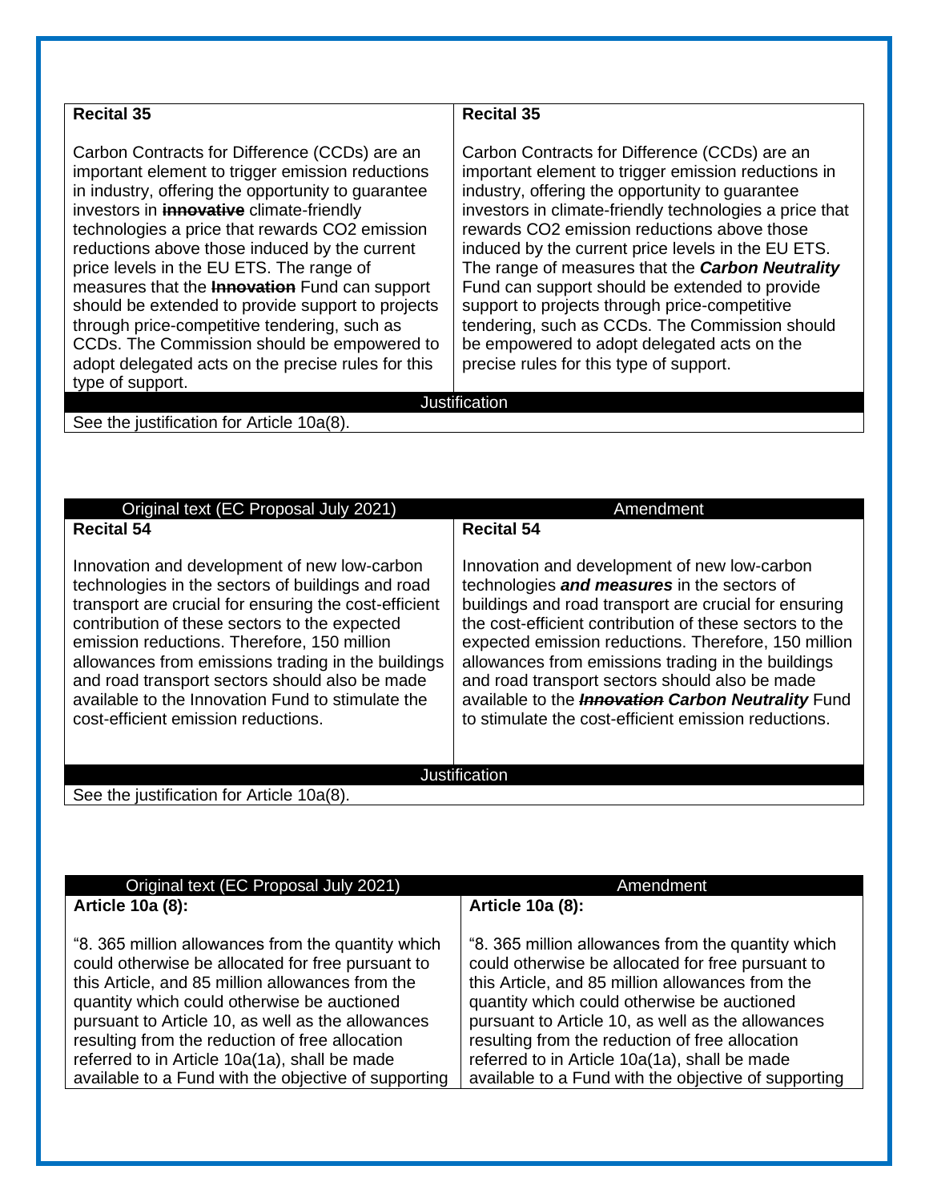| **Recital 35** | **Recital 35** |
|---|---|
| Carbon Contracts for Difference (CCDs) are an important element to trigger emission reductions in industry, offering the opportunity to guarantee investors in ~~**innovative**~~ climate-friendly technologies a price that rewards CO2 emission reductions above those induced by the current price levels in the EU ETS. The range of measures that the ~~**Innovation**~~ Fund can support should be extended to provide support to projects through price-competitive tendering, such as CCDs. The Commission should be empowered to adopt delegated acts on the precise rules for this type of support. | Carbon Contracts for Difference (CCDs) are an important element to trigger emission reductions in industry, offering the opportunity to guarantee investors in climate-friendly technologies a price that rewards CO2 emission reductions above those induced by the current price levels in the EU ETS. The range of measures that the ***Carbon Neutrality*** Fund can support should be extended to provide support to projects through price-competitive tendering, such as CCDs. The Commission should be empowered to adopt delegated acts on the precise rules for this type of support. |

Justification

See the justification for Article 10a(8).

| Original text (EC Proposal July 2021) | Amendment |
|---|---|
| **Recital 54** | **Recital 54** |
| Innovation and development of new low-carbon technologies in the sectors of buildings and road transport are crucial for ensuring the cost-efficient contribution of these sectors to the expected emission reductions. Therefore, 150 million allowances from emissions trading in the buildings and road transport sectors should also be made available to the Innovation Fund to stimulate the cost-efficient emission reductions. | Innovation and development of new low-carbon technologies ***and measures*** in the sectors of buildings and road transport are crucial for ensuring the cost-efficient contribution of these sectors to the expected emission reductions. Therefore, 150 million allowances from emissions trading in the buildings and road transport sectors should also be made available to the ~~***Innovation***~~ ***Carbon Neutrality*** Fund to stimulate the cost-efficient emission reductions. |

Justification

See the justification for Article 10a(8).

| Original text (EC Proposal July 2021) | Amendment |
|---|---|
| **Article 10a (8):** | **Article 10a (8):** |
| "8. 365 million allowances from the quantity which could otherwise be allocated for free pursuant to this Article, and 85 million allowances from the quantity which could otherwise be auctioned pursuant to Article 10, as well as the allowances resulting from the reduction of free allocation referred to in Article 10a(1a), shall be made available to a Fund with the objective of supporting | "8. 365 million allowances from the quantity which could otherwise be allocated for free pursuant to this Article, and 85 million allowances from the quantity which could otherwise be auctioned pursuant to Article 10, as well as the allowances resulting from the reduction of free allocation referred to in Article 10a(1a), shall be made available to a Fund with the objective of supporting |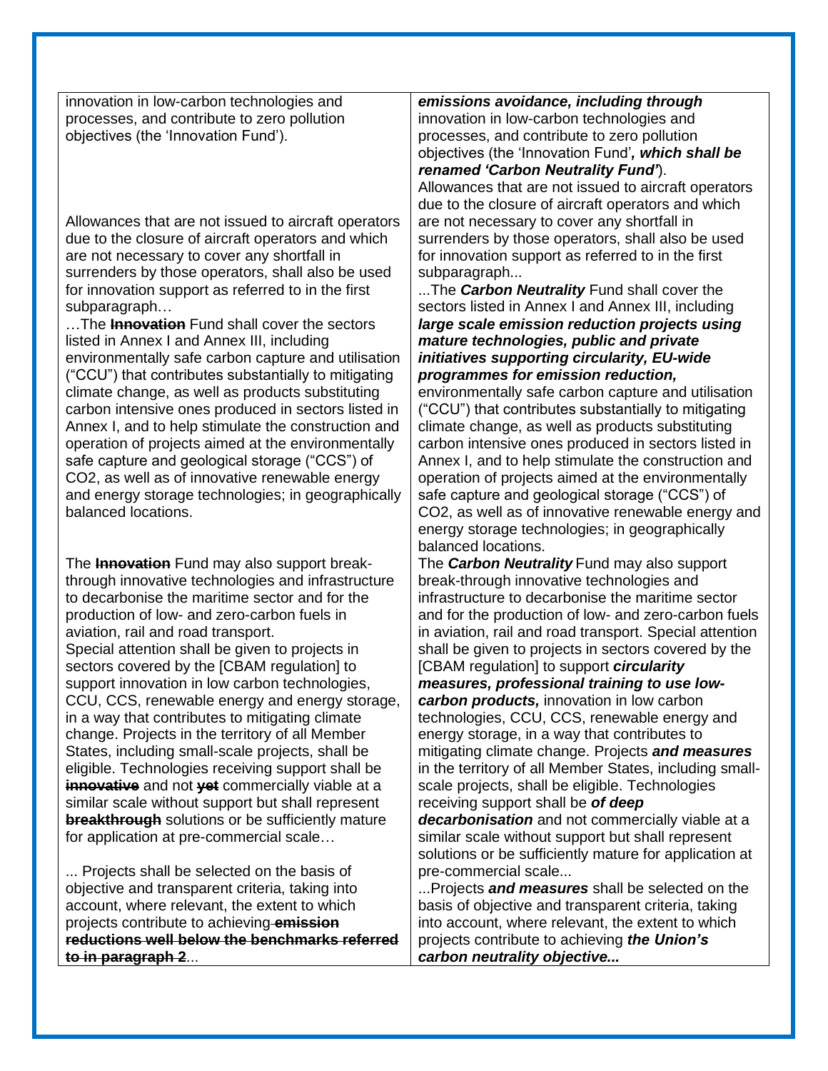| | |
|---|---|
| innovation in low-carbon technologies and processes, and contribute to zero pollution objectives (the 'Innovation Fund'). | ***emissions avoidance, including through*** innovation in low-carbon technologies and processes, and contribute to zero pollution objectives (the 'Innovation Fund'***, which shall be renamed 'Carbon Neutrality Fund'***). |
| Allowances that are not issued to aircraft operators due to the closure of aircraft operators and which are not necessary to cover any shortfall in surrenders by those operators, shall also be used for innovation support as referred to in the first subparagraph… | Allowances that are not issued to aircraft operators due to the closure of aircraft operators and which are not necessary to cover any shortfall in surrenders by those operators, shall also be used for innovation support as referred to in the first subparagraph... |
| …The ~~**Innovation**~~ Fund shall cover the sectors listed in Annex I and Annex III, including environmentally safe carbon capture and utilisation ("CCU") that contributes substantially to mitigating climate change, as well as products substituting carbon intensive ones produced in sectors listed in Annex I, and to help stimulate the construction and operation of projects aimed at the environmentally safe capture and geological storage ("CCS") of CO2, as well as of innovative renewable energy and energy storage technologies; in geographically balanced locations. | ...The ***Carbon Neutrality*** Fund shall cover the sectors listed in Annex I and Annex III, including ***large scale emission reduction projects using mature technologies, public and private initiatives supporting circularity, EU-wide programmes for emission reduction,*** environmentally safe carbon capture and utilisation ("CCU") that contributes substantially to mitigating climate change, as well as products substituting carbon intensive ones produced in sectors listed in Annex I, and to help stimulate the construction and operation of projects aimed at the environmentally safe capture and geological storage ("CCS") of CO2, as well as of innovative renewable energy and energy storage technologies; in geographically balanced locations. |
| The ~~**Innovation**~~ Fund may also support break-through innovative technologies and infrastructure to decarbonise the maritime sector and for the production of low- and zero-carbon fuels in aviation, rail and road transport. Special attention shall be given to projects in sectors covered by the [CBAM regulation] to support innovation in low carbon technologies, CCU, CCS, renewable energy and energy storage, in a way that contributes to mitigating climate change. Projects in the territory of all Member States, including small-scale projects, shall be eligible. Technologies receiving support shall be ~~**innovative**~~ and not ~~**yet**~~ commercially viable at a similar scale without support but shall represent ~~**breakthrough**~~ solutions or be sufficiently mature for application at pre-commercial scale… | The ***Carbon Neutrality*** Fund may also support break-through innovative technologies and infrastructure to decarbonise the maritime sector and for the production of low- and zero-carbon fuels in aviation, rail and road transport. Special attention shall be given to projects in sectors covered by the [CBAM regulation] to support ***circularity measures, professional training to use low-carbon products,*** innovation in low carbon technologies, CCU, CCS, renewable energy and energy storage, in a way that contributes to mitigating climate change. Projects ***and measures*** in the territory of all Member States, including small-scale projects, shall be eligible. Technologies receiving support shall be ***of deep decarbonisation*** and not commercially viable at a similar scale without support but shall represent solutions or be sufficiently mature for application at pre-commercial scale... |
| ... Projects shall be selected on the basis of objective and transparent criteria, taking into account, where relevant, the extent to which projects contribute to achieving ~~**emission reductions well below the benchmarks referred to in paragraph 2**~~... | ...Projects ***and measures*** shall be selected on the basis of objective and transparent criteria, taking into account, where relevant, the extent to which projects contribute to achieving ***the Union's carbon neutrality objective...*** |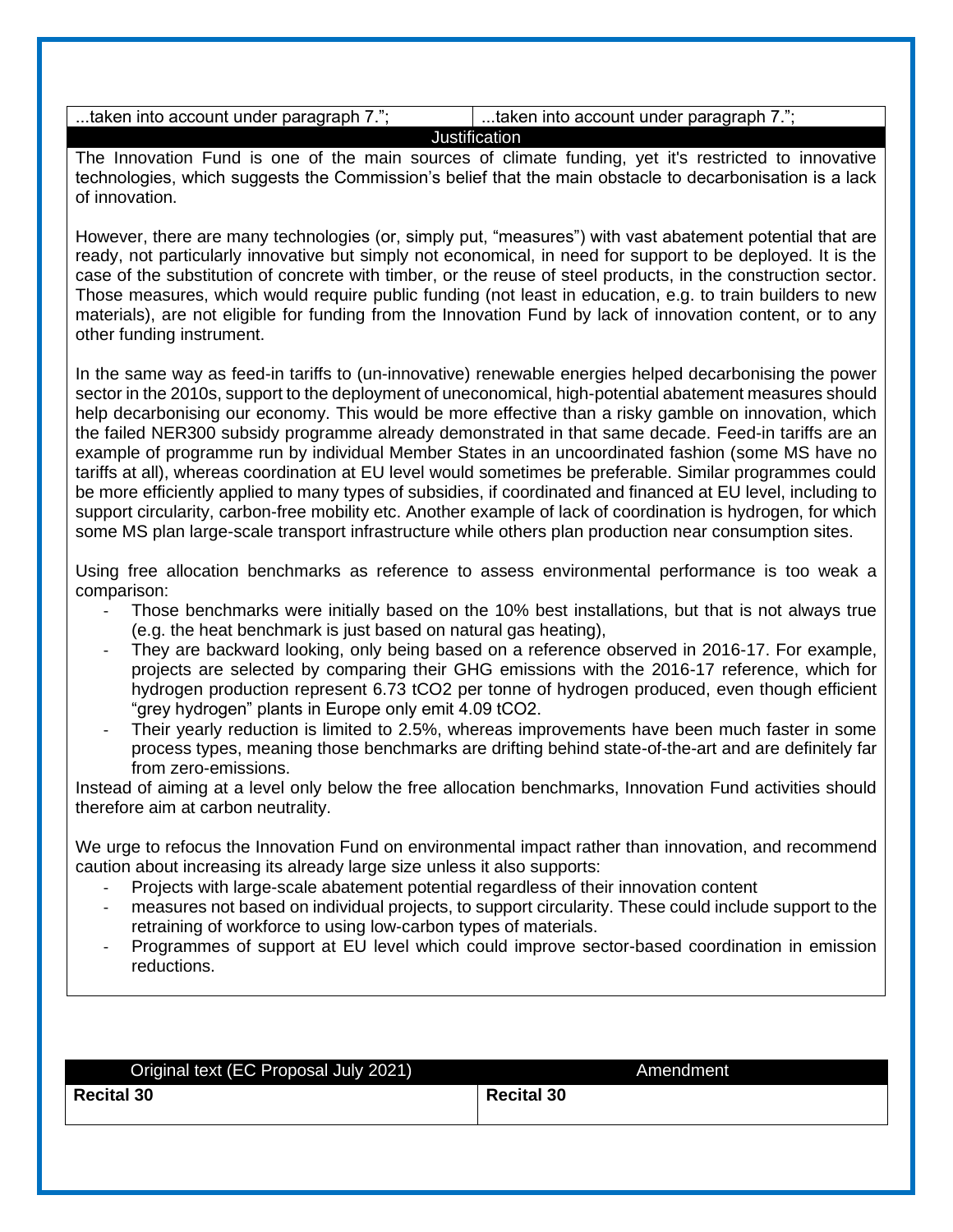| ...taken into account under paragraph 7."; | ...taken into account under paragraph 7."; |
|---|---|

**Justification**

The Innovation Fund is one of the main sources of climate funding, yet it's restricted to innovative technologies, which suggests the Commission's belief that the main obstacle to decarbonisation is a lack of innovation.

However, there are many technologies (or, simply put, "measures") with vast abatement potential that are ready, not particularly innovative but simply not economical, in need for support to be deployed. It is the case of the substitution of concrete with timber, or the reuse of steel products, in the construction sector. Those measures, which would require public funding (not least in education, e.g. to train builders to new materials), are not eligible for funding from the Innovation Fund by lack of innovation content, or to any other funding instrument.

In the same way as feed-in tariffs to (un-innovative) renewable energies helped decarbonising the power sector in the 2010s, support to the deployment of uneconomical, high-potential abatement measures should help decarbonising our economy. This would be more effective than a risky gamble on innovation, which the failed NER300 subsidy programme already demonstrated in that same decade. Feed-in tariffs are an example of programme run by individual Member States in an uncoordinated fashion (some MS have no tariffs at all), whereas coordination at EU level would sometimes be preferable. Similar programmes could be more efficiently applied to many types of subsidies, if coordinated and financed at EU level, including to support circularity, carbon-free mobility etc. Another example of lack of coordination is hydrogen, for which some MS plan large-scale transport infrastructure while others plan production near consumption sites.

Using free allocation benchmarks as reference to assess environmental performance is too weak a comparison:

- Those benchmarks were initially based on the 10% best installations, but that is not always true (e.g. the heat benchmark is just based on natural gas heating),
- They are backward looking, only being based on a reference observed in 2016-17. For example, projects are selected by comparing their GHG emissions with the 2016-17 reference, which for hydrogen production represent 6.73 $tCO_2$ per tonne of hydrogen produced, even though efficient "grey hydrogen" plants in Europe only emit 4.09 $tCO_2$.
- Their yearly reduction is limited to 2.5%, whereas improvements have been much faster in some process types, meaning those benchmarks are drifting behind state-of-the-art and are definitely far from zero-emissions.

Instead of aiming at a level only below the free allocation benchmarks, Innovation Fund activities should therefore aim at carbon neutrality.

We urge to refocus the Innovation Fund on environmental impact rather than innovation, and recommend caution about increasing its already large size unless it also supports:

- Projects with large-scale abatement potential regardless of their innovation content
- measures not based on individual projects, to support circularity. These could include support to the retraining of workforce to using low-carbon types of materials.
- Programmes of support at EU level which could improve sector-based coordination in emission reductions.

| Original text (EC Proposal July 2021) | Amendment |
|---|---|
| **Recital 30** | **Recital 30** |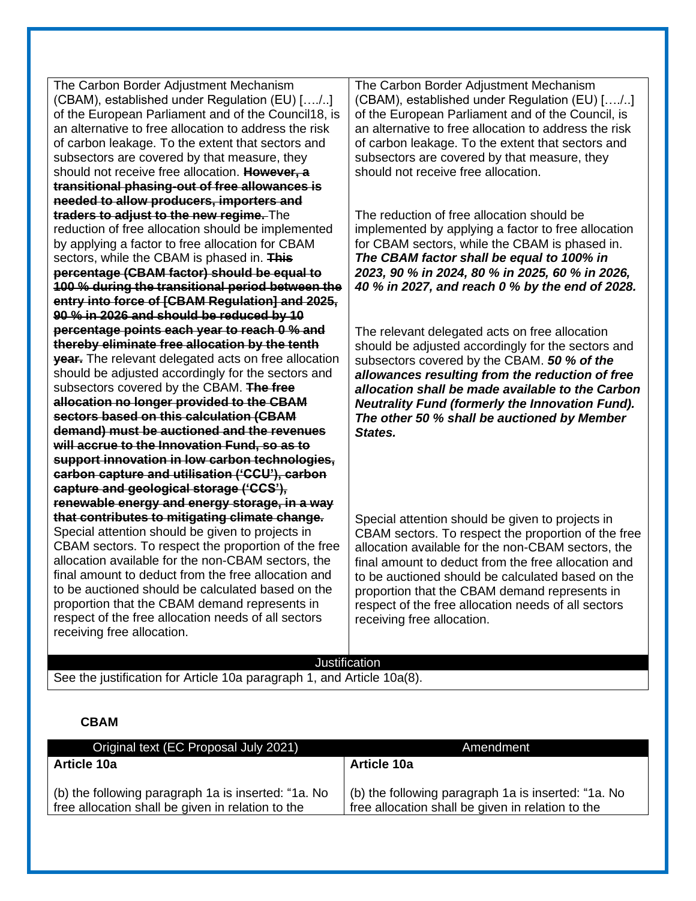| The Carbon Border Adjustment Mechanism (CBAM), established under Regulation (EU) […./..] of the European Parliament and of the Council18, is an alternative to free allocation to address the risk of carbon leakage. To the extent that sectors and subsectors are covered by that measure, they should not receive free allocation. ~~**However, a transitional phasing-out of free allowances is needed to allow producers, importers and traders to adjust to the new regime.**~~ The reduction of free allocation should be implemented by applying a factor to free allocation for CBAM sectors, while the CBAM is phased in. ~~**This percentage (CBAM factor) should be equal to 100 % during the transitional period between the entry into force of [CBAM Regulation] and 2025, 90 % in 2026 and should be reduced by 10 percentage points each year to reach 0 % and thereby eliminate free allocation by the tenth year.**~~ The relevant delegated acts on free allocation should be adjusted accordingly for the sectors and subsectors covered by the CBAM. ~~**The free allocation no longer provided to the CBAM sectors based on this calculation (CBAM demand) must be auctioned and the revenues will accrue to the Innovation Fund, so as to support innovation in low carbon technologies, carbon capture and utilisation ('CCU'), carbon capture and geological storage ('CCS'), renewable energy and energy storage, in a way that contributes to mitigating climate change.**~~ Special attention should be given to projects in CBAM sectors. To respect the proportion of the free allocation available for the non-CBAM sectors, the final amount to deduct from the free allocation and to be auctioned should be calculated based on the proportion that the CBAM demand represents in respect of the free allocation needs of all sectors receiving free allocation. | The Carbon Border Adjustment Mechanism (CBAM), established under Regulation (EU) […./..] of the European Parliament and of the Council, is an alternative to free allocation to address the risk of carbon leakage. To the extent that sectors and subsectors are covered by that measure, they should not receive free allocation.<br><br>The reduction of free allocation should be implemented by applying a factor to free allocation for CBAM sectors, while the CBAM is phased in. ***The CBAM factor shall be equal to 100% in 2023, 90 % in 2024, 80 % in 2025, 60 % in 2026, 40 % in 2027, and reach 0 % by the end of 2028.***<br><br>The relevant delegated acts on free allocation should be adjusted accordingly for the sectors and subsectors covered by the CBAM. ***50 % of the allowances resulting from the reduction of free allocation shall be made available to the Carbon Neutrality Fund (formerly the Innovation Fund). The other 50 % shall be auctioned by Member States.***<br><br>Special attention should be given to projects in CBAM sectors. To respect the proportion of the free allocation available for the non-CBAM sectors, the final amount to deduct from the free allocation and to be auctioned should be calculated based on the proportion that the CBAM demand represents in respect of the free allocation needs of all sectors receiving free allocation. |
|---|---|

**Justification**

See the justification for Article 10a paragraph 1, and Article 10a(8).

**CBAM**

| Original text (EC Proposal July 2021) | Amendment |
|---|---|
| **Article 10a**<br><br>(b) the following paragraph 1a is inserted: "1a. No free allocation shall be given in relation to the | **Article 10a**<br><br>(b) the following paragraph 1a is inserted: "1a. No free allocation shall be given in relation to the |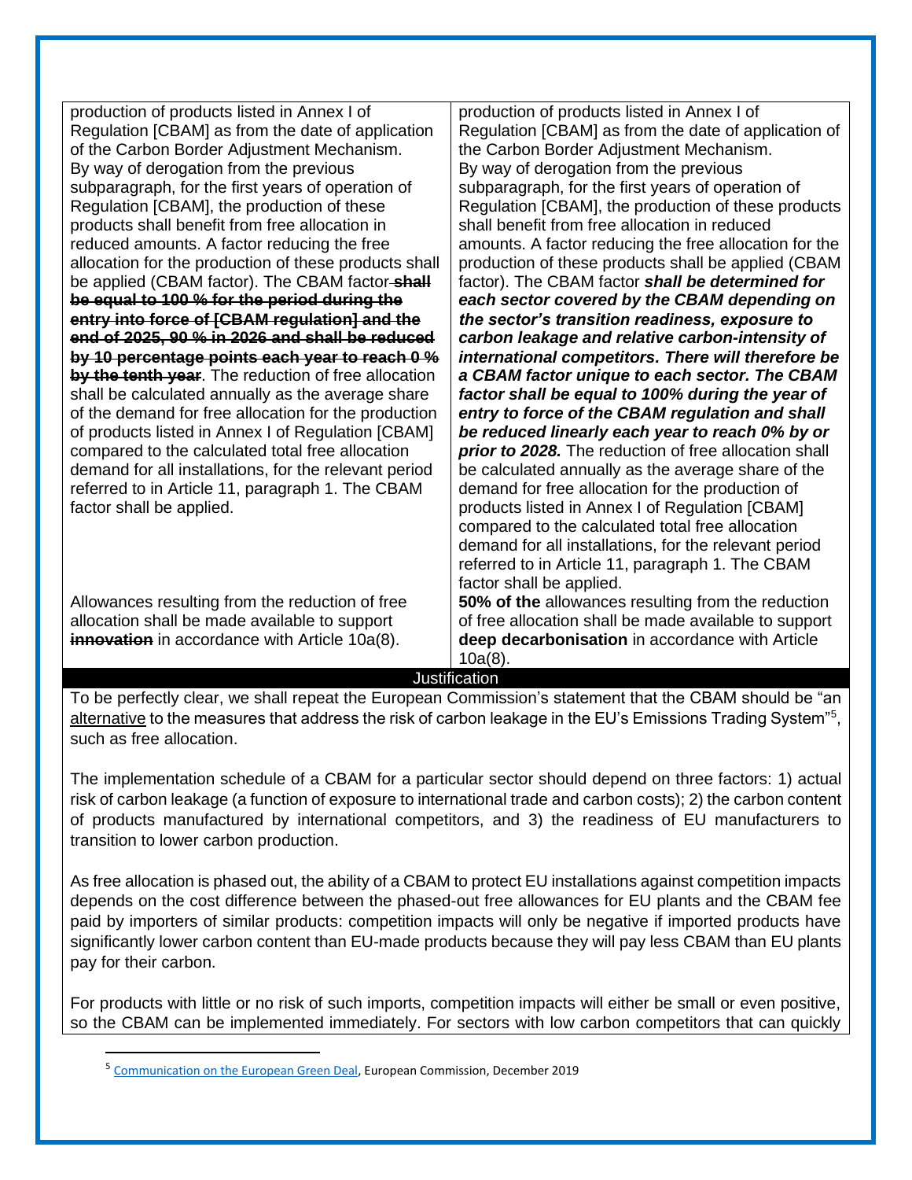| | |
|---|---|
| production of products listed in Annex I of Regulation [CBAM] as from the date of application of the Carbon Border Adjustment Mechanism. By way of derogation from the previous subparagraph, for the first years of operation of Regulation [CBAM], the production of these products shall benefit from free allocation in reduced amounts. A factor reducing the free allocation for the production of these products shall be applied (CBAM factor). The CBAM factor ~~**shall be equal to 100 % for the period during the entry into force of [CBAM regulation] and the end of 2025, 90 % in 2026 and shall be reduced by 10 percentage points each year to reach 0 % by the tenth year**~~. The reduction of free allocation shall be calculated annually as the average share of the demand for free allocation for the production of products listed in Annex I of Regulation [CBAM] compared to the calculated total free allocation demand for all installations, for the relevant period referred to in Article 11, paragraph 1. The CBAM factor shall be applied. | production of products listed in Annex I of Regulation [CBAM] as from the date of application of the Carbon Border Adjustment Mechanism. By way of derogation from the previous subparagraph, for the first years of operation of Regulation [CBAM], the production of these products shall benefit from free allocation in reduced amounts. A factor reducing the free allocation for the production of these products shall be applied (CBAM factor). The CBAM factor ***shall be determined for each sector covered by the CBAM depending on the sector's transition readiness, exposure to carbon leakage and relative carbon-intensity of international competitors. There will therefore be a CBAM factor unique to each sector. The CBAM factor shall be equal to 100% during the year of entry to force of the CBAM regulation and shall be reduced linearly each year to reach 0% by or prior to 2028.*** The reduction of free allocation shall be calculated annually as the average share of the demand for free allocation for the production of products listed in Annex I of Regulation [CBAM] compared to the calculated total free allocation demand for all installations, for the relevant period referred to in Article 11, paragraph 1. The CBAM factor shall be applied. |
| Allowances resulting from the reduction of free allocation shall be made available to support ~~**innovation**~~ in accordance with Article 10a(8). | **50% of the** allowances resulting from the reduction of free allocation shall be made available to support **deep decarbonisation** in accordance with Article 10a(8). |

**Justification**

To be perfectly clear, we shall repeat the European Commission's statement that the CBAM should be "an alternative to the measures that address the risk of carbon leakage in the EU's Emissions Trading System"[5], such as free allocation.

The implementation schedule of a CBAM for a particular sector should depend on three factors: 1) actual risk of carbon leakage (a function of exposure to international trade and carbon costs); 2) the carbon content of products manufactured by international competitors, and 3) the readiness of EU manufacturers to transition to lower carbon production.

As free allocation is phased out, the ability of a CBAM to protect EU installations against competition impacts depends on the cost difference between the phased-out free allowances for EU plants and the CBAM fee paid by importers of similar products: competition impacts will only be negative if imported products have significantly lower carbon content than EU-made products because they will pay less CBAM than EU plants pay for their carbon.

For products with little or no risk of such imports, competition impacts will either be small or even positive, so the CBAM can be implemented immediately. For sectors with low carbon competitors that can quickly

[5] Communication on the European Green Deal, European Commission, December 2019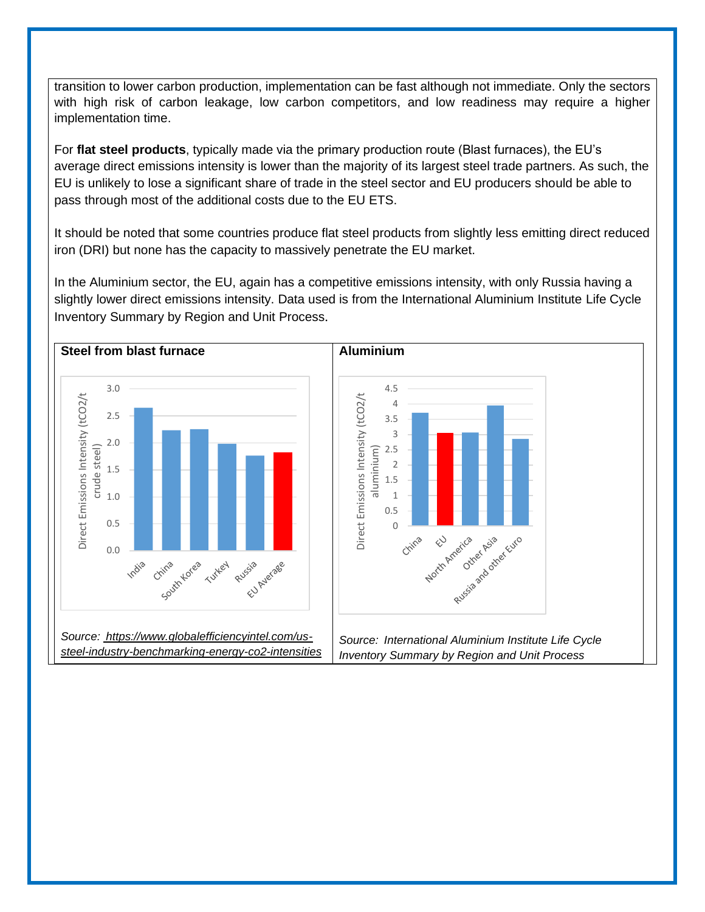transition to lower carbon production, implementation can be fast although not immediate. Only the sectors with high risk of carbon leakage, low carbon competitors, and low readiness may require a higher implementation time.

For **flat steel products**, typically made via the primary production route (Blast furnaces), the EU's average direct emissions intensity is lower than the majority of its largest steel trade partners. As such, the EU is unlikely to lose a significant share of trade in the steel sector and EU producers should be able to pass through most of the additional costs due to the EU ETS.

It should be noted that some countries produce flat steel products from slightly less emitting direct reduced iron (DRI) but none has the capacity to massively penetrate the EU market.

In the Aluminium sector, the EU, again has a competitive emissions intensity, with only Russia having a slightly lower direct emissions intensity. Data used is from the International Aluminium Institute Life Cycle Inventory Summary by Region and Unit Process.

| **Steel from blast furnace** | **Aluminium** |
|---|---|
| *Source: https://www.globalefficiencyintel.com/us-steel-industry-benchmarking-energy-co2-intensities* | *Source: International Aluminium Institute Life Cycle Inventory Summary by Region and Unit Process* |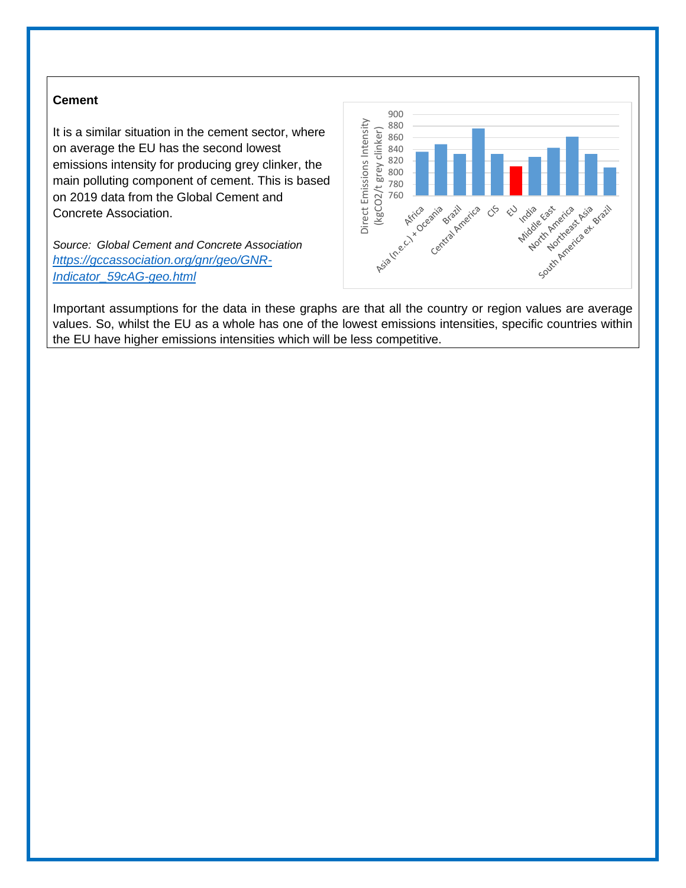**Cement**

It is a similar situation in the cement sector, where on average the EU has the second lowest emissions intensity for producing grey clinker, the main polluting component of cement. This is based on 2019 data from the Global Cement and Concrete Association.

*Source: Global Cement and Concrete Association*
*https://gccassociation.org/gnr/geo/GNR-Indicator_59cAG-geo.html*

Direct Emissions Intensity (kgCO2/t grey clinker)

900
880
860
840
820
800
780
760

Africa
Asia (n.e.c.) + Oceania
Brazil
Central America
CIS
EU
India
Middle East
North America
Northeast Asia
South America ex. Brazil

Important assumptions for the data in these graphs are that all the country or region values are average values. So, whilst the EU as a whole has one of the lowest emissions intensities, specific countries within the EU have higher emissions intensities which will be less competitive.